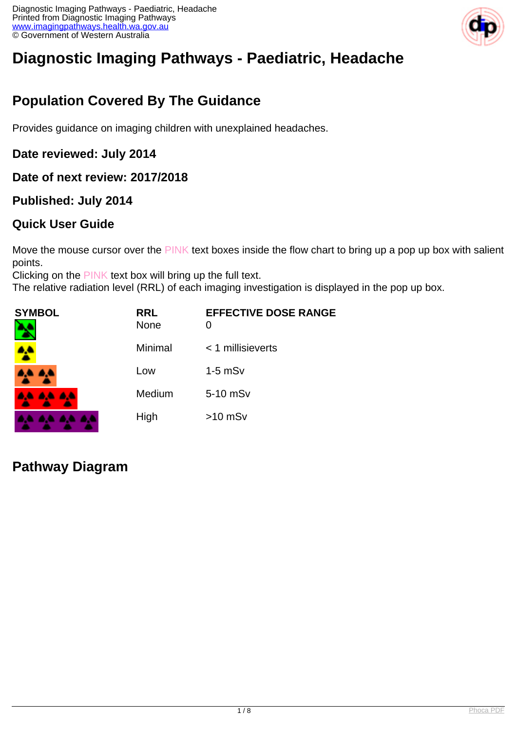# Diagnostic Imaging Pathways - Paediatric, Headache

## Population Covered By The Guidance

Provides guidance on imaging children with unexplained headaches.

### Date reviewed: July 2014

### Date of next review: 2017/2018

### Published: July 2014

### Quick User Guide

Move the mouse cursor over the PINK text boxes inside the flow chart to bring up a pop up box with salient points.
Clicking on the PINK text box will bring up the full text.
The relative radiation level (RRL) of each imaging investigation is displayed in the pop up box.

| SYMBOL | RRL | EFFECTIVE DOSE RANGE |
| --- | --- | --- |
| | None | 0 |
| | Minimal | < 1 millisieverts |
| | Low | 1-5 mSv |
| | Medium | 5-10 mSv |
| | High | >10 mSv |

## Pathway Diagram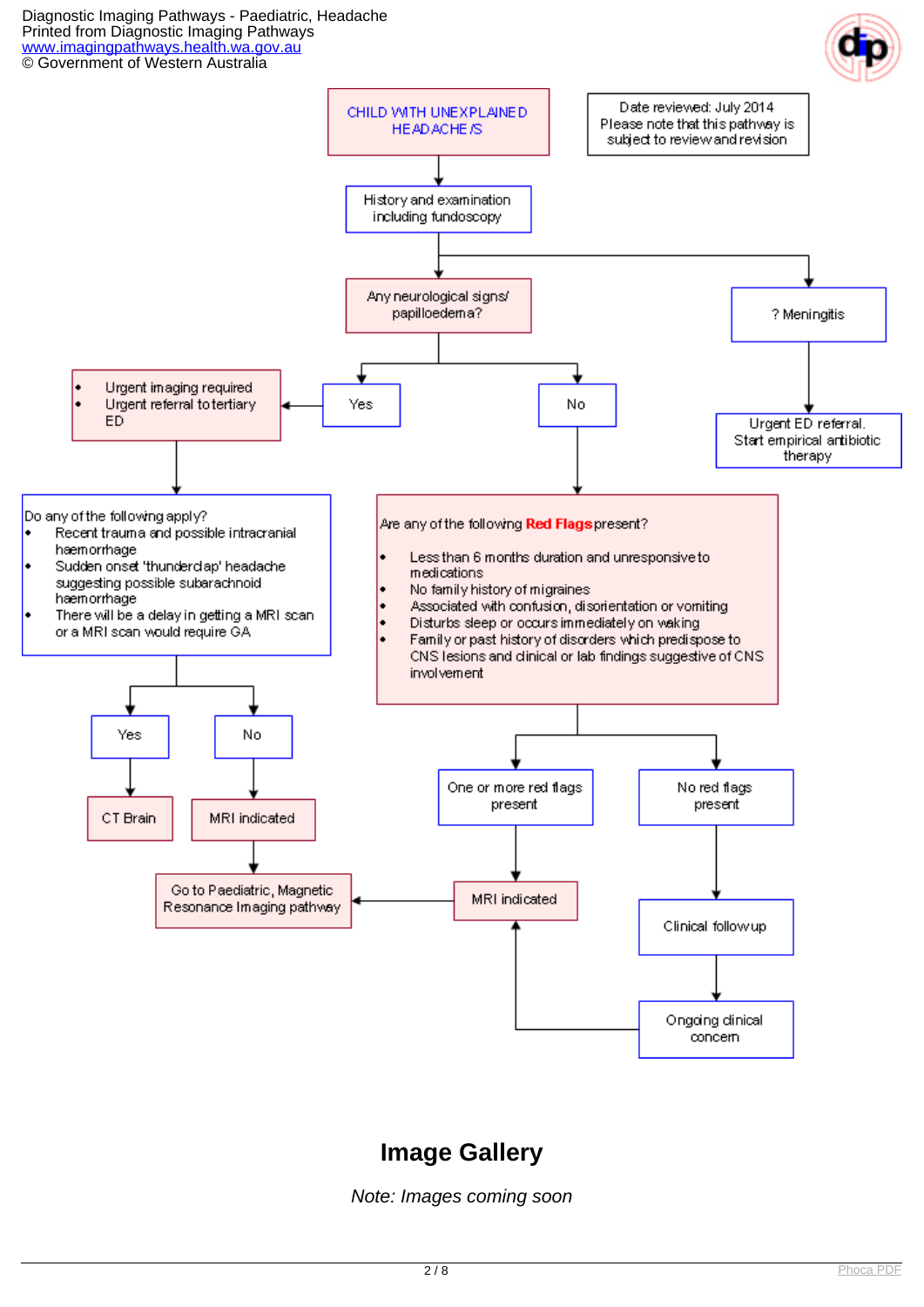**CHILD WITH UNEXPLAINED HEADACHE/S**

Date reviewed: July 2014
Please note that this pathway is subject to review and revision

History and examination including fundoscopy

Any neurological signs/ papilloedema?

? Meningitis

Urgent ED referral. Start empirical antibiotic therapy

Yes

- Urgent imaging required
- Urgent referral to tertiary ED

Do any of the following apply?

- Recent trauma and possible intracranial haemorrhage
- Sudden onset 'thunderclap' headache suggesting possible subarachnoid haemorrhage
- There will be a delay in getting a MRI scan or a MRI scan would require GA

Yes → CT Brain

No → MRI indicated → Go to Paediatric, Magnetic Resonance Imaging pathway

No

Are any of the following **Red Flags** present?

- Less than 6 months duration and unresponsive to medications
- No family history of migraines
- Associated with confusion, disorientation or vomiting
- Disturbs sleep or occurs immediately on waking
- Family or past history of disorders which predispose to CNS lesions and clinical or lab findings suggestive of CNS involvement

One or more red flags present → MRI indicated → Go to Paediatric, Magnetic Resonance Imaging pathway

No red flags present → Clinical follow up → Ongoing clinical concern → MRI indicated

## Image Gallery

*Note: Images coming soon*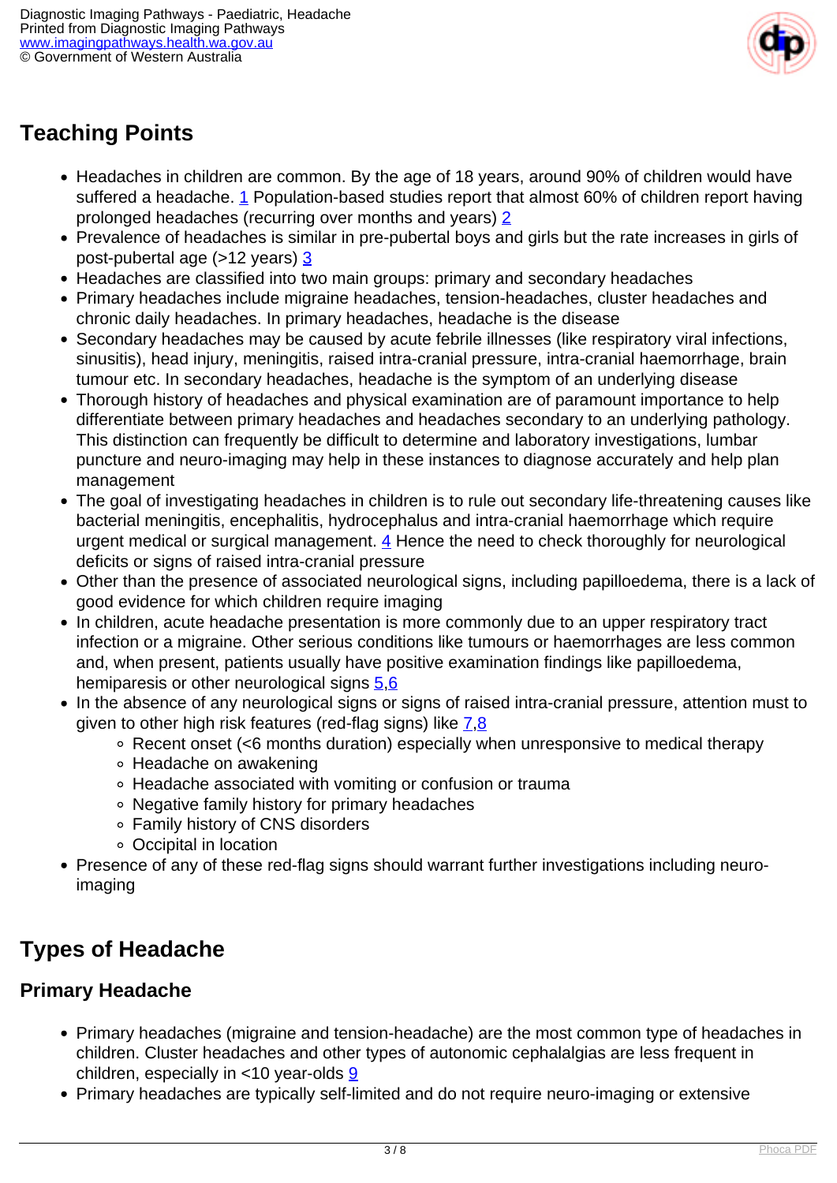## Teaching Points

- Headaches in children are common. By the age of 18 years, around 90% of children would have suffered a headache. [1] Population-based studies report that almost 60% of children report having prolonged headaches (recurring over months and years) [2]
- Prevalence of headaches is similar in pre-pubertal boys and girls but the rate increases in girls of post-pubertal age (>12 years) [3]
- Headaches are classified into two main groups: primary and secondary headaches
- Primary headaches include migraine headaches, tension-headaches, cluster headaches and chronic daily headaches. In primary headaches, headache is the disease
- Secondary headaches may be caused by acute febrile illnesses (like respiratory viral infections, sinusitis), head injury, meningitis, raised intra-cranial pressure, intra-cranial haemorrhage, brain tumour etc. In secondary headaches, headache is the symptom of an underlying disease
- Thorough history of headaches and physical examination are of paramount importance to help differentiate between primary headaches and headaches secondary to an underlying pathology. This distinction can frequently be difficult to determine and laboratory investigations, lumbar puncture and neuro-imaging may help in these instances to diagnose accurately and help plan management
- The goal of investigating headaches in children is to rule out secondary life-threatening causes like bacterial meningitis, encephalitis, hydrocephalus and intra-cranial haemorrhage which require urgent medical or surgical management. [4] Hence the need to check thoroughly for neurological deficits or signs of raised intra-cranial pressure
- Other than the presence of associated neurological signs, including papilloedema, there is a lack of good evidence for which children require imaging
- In children, acute headache presentation is more commonly due to an upper respiratory tract infection or a migraine. Other serious conditions like tumours or haemorrhages are less common and, when present, patients usually have positive examination findings like papilloedema, hemiparesis or other neurological signs [5,6]
- In the absence of any neurological signs or signs of raised intra-cranial pressure, attention must to given to other high risk features (red-flag signs) like [7,8]
  - Recent onset (<6 months duration) especially when unresponsive to medical therapy
  - Headache on awakening
  - Headache associated with vomiting or confusion or trauma
  - Negative family history for primary headaches
  - Family history of CNS disorders
  - Occipital in location
- Presence of any of these red-flag signs should warrant further investigations including neuro-imaging

## Types of Headache

### Primary Headache

- Primary headaches (migraine and tension-headache) are the most common type of headaches in children. Cluster headaches and other types of autonomic cephalalgias are less frequent in children, especially in <10 year-olds [9]
- Primary headaches are typically self-limited and do not require neuro-imaging or extensive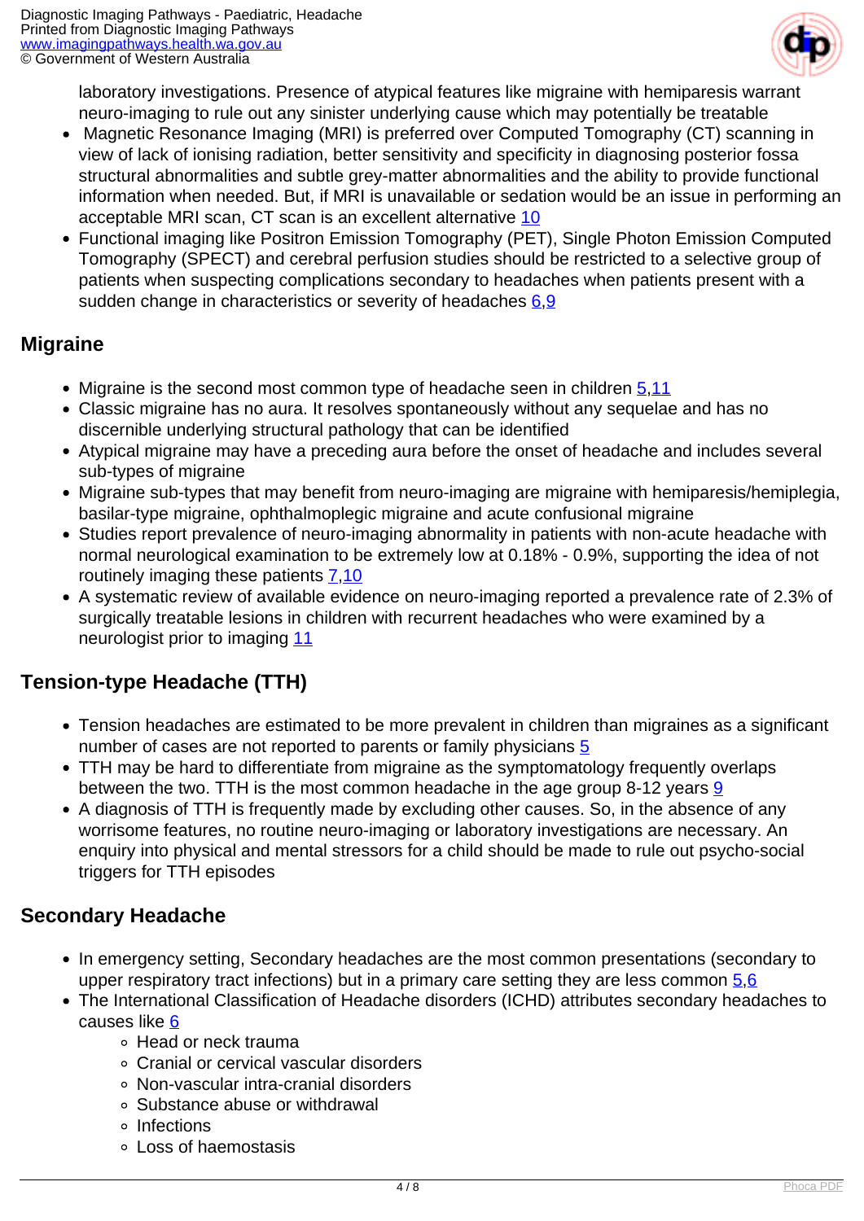laboratory investigations. Presence of atypical features like migraine with hemiparesis warrant neuro-imaging to rule out any sinister underlying cause which may potentially be treatable

- Magnetic Resonance Imaging (MRI) is preferred over Computed Tomography (CT) scanning in view of lack of ionising radiation, better sensitivity and specificity in diagnosing posterior fossa structural abnormalities and subtle grey-matter abnormalities and the ability to provide functional information when needed. But, if MRI is unavailable or sedation would be an issue in performing an acceptable MRI scan, CT scan is an excellent alternative 10
- Functional imaging like Positron Emission Tomography (PET), Single Photon Emission Computed Tomography (SPECT) and cerebral perfusion studies should be restricted to a selective group of patients when suspecting complications secondary to headaches when patients present with a sudden change in characteristics or severity of headaches 6,9

## Migraine

- Migraine is the second most common type of headache seen in children 5,11
- Classic migraine has no aura. It resolves spontaneously without any sequelae and has no discernible underlying structural pathology that can be identified
- Atypical migraine may have a preceding aura before the onset of headache and includes several sub-types of migraine
- Migraine sub-types that may benefit from neuro-imaging are migraine with hemiparesis/hemiplegia, basilar-type migraine, ophthalmoplegic migraine and acute confusional migraine
- Studies report prevalence of neuro-imaging abnormality in patients with non-acute headache with normal neurological examination to be extremely low at 0.18% - 0.9%, supporting the idea of not routinely imaging these patients 7,10
- A systematic review of available evidence on neuro-imaging reported a prevalence rate of 2.3% of surgically treatable lesions in children with recurrent headaches who were examined by a neurologist prior to imaging 11

## Tension-type Headache (TTH)

- Tension headaches are estimated to be more prevalent in children than migraines as a significant number of cases are not reported to parents or family physicians 5
- TTH may be hard to differentiate from migraine as the symptomatology frequently overlaps between the two. TTH is the most common headache in the age group 8-12 years 9
- A diagnosis of TTH is frequently made by excluding other causes. So, in the absence of any worrisome features, no routine neuro-imaging or laboratory investigations are necessary. An enquiry into physical and mental stressors for a child should be made to rule out psycho-social triggers for TTH episodes

## Secondary Headache

- In emergency setting, Secondary headaches are the most common presentations (secondary to upper respiratory tract infections) but in a primary care setting they are less common 5,6
- The International Classification of Headache disorders (ICHD) attributes secondary headaches to causes like 6
  - Head or neck trauma
  - Cranial or cervical vascular disorders
  - Non-vascular intra-cranial disorders
  - Substance abuse or withdrawal
  - Infections
  - Loss of haemostasis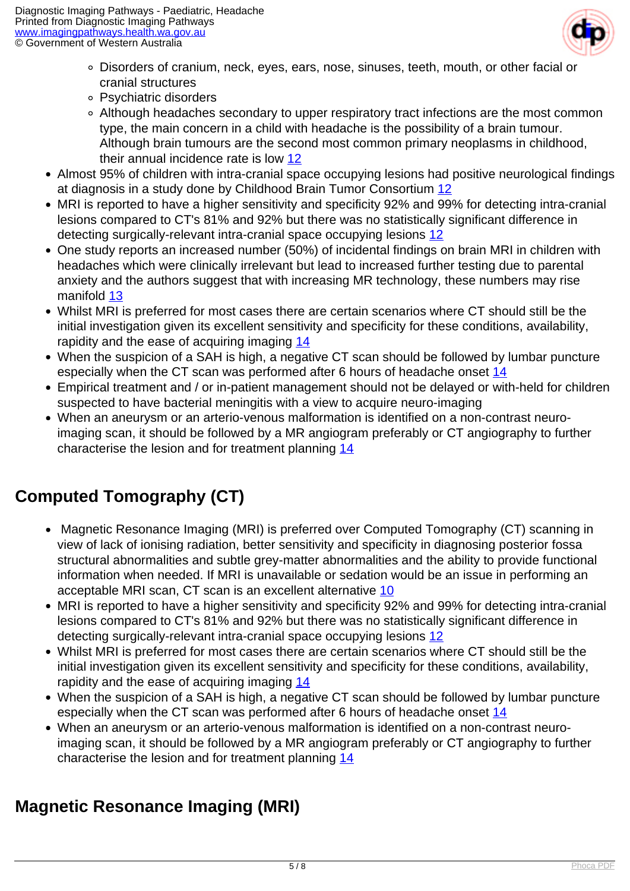- Disorders of cranium, neck, eyes, ears, nose, sinuses, teeth, mouth, or other facial or cranial structures
  - Psychiatric disorders
  - Although headaches secondary to upper respiratory tract infections are the most common type, the main concern in a child with headache is the possibility of a brain tumour. Although brain tumours are the second most common primary neoplasms in childhood, their annual incidence rate is low 12
- Almost 95% of children with intra-cranial space occupying lesions had positive neurological findings at diagnosis in a study done by Childhood Brain Tumor Consortium 12
- MRI is reported to have a higher sensitivity and specificity 92% and 99% for detecting intra-cranial lesions compared to CT's 81% and 92% but there was no statistically significant difference in detecting surgically-relevant intra-cranial space occupying lesions 12
- One study reports an increased number (50%) of incidental findings on brain MRI in children with headaches which were clinically irrelevant but lead to increased further testing due to parental anxiety and the authors suggest that with increasing MR technology, these numbers may rise manifold 13
- Whilst MRI is preferred for most cases there are certain scenarios where CT should still be the initial investigation given its excellent sensitivity and specificity for these conditions, availability, rapidity and the ease of acquiring imaging 14
- When the suspicion of a SAH is high, a negative CT scan should be followed by lumbar puncture especially when the CT scan was performed after 6 hours of headache onset 14
- Empirical treatment and / or in-patient management should not be delayed or with-held for children suspected to have bacterial meningitis with a view to acquire neuro-imaging
- When an aneurysm or an arterio-venous malformation is identified on a non-contrast neuro-imaging scan, it should be followed by a MR angiogram preferably or CT angiography to further characterise the lesion and for treatment planning 14

## Computed Tomography (CT)

- Magnetic Resonance Imaging (MRI) is preferred over Computed Tomography (CT) scanning in view of lack of ionising radiation, better sensitivity and specificity in diagnosing posterior fossa structural abnormalities and subtle grey-matter abnormalities and the ability to provide functional information when needed. If MRI is unavailable or sedation would be an issue in performing an acceptable MRI scan, CT scan is an excellent alternative 10
- MRI is reported to have a higher sensitivity and specificity 92% and 99% for detecting intra-cranial lesions compared to CT's 81% and 92% but there was no statistically significant difference in detecting surgically-relevant intra-cranial space occupying lesions 12
- Whilst MRI is preferred for most cases there are certain scenarios where CT should still be the initial investigation given its excellent sensitivity and specificity for these conditions, availability, rapidity and the ease of acquiring imaging 14
- When the suspicion of a SAH is high, a negative CT scan should be followed by lumbar puncture especially when the CT scan was performed after 6 hours of headache onset 14
- When an aneurysm or an arterio-venous malformation is identified on a non-contrast neuro-imaging scan, it should be followed by a MR angiogram preferably or CT angiography to further characterise the lesion and for treatment planning 14

## Magnetic Resonance Imaging (MRI)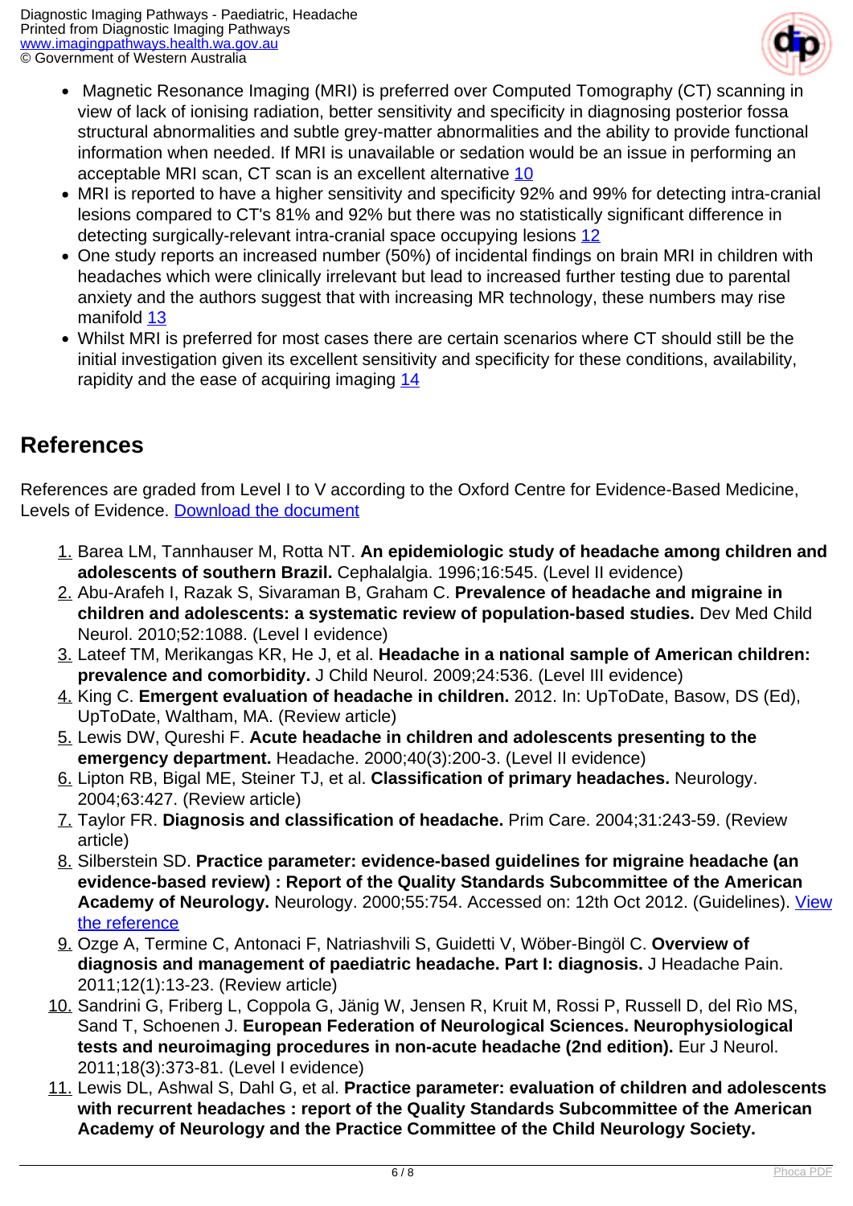- Magnetic Resonance Imaging (MRI) is preferred over Computed Tomography (CT) scanning in view of lack of ionising radiation, better sensitivity and specificity in diagnosing posterior fossa structural abnormalities and subtle grey-matter abnormalities and the ability to provide functional information when needed. If MRI is unavailable or sedation would be an issue in performing an acceptable MRI scan, CT scan is an excellent alternative [10]
- MRI is reported to have a higher sensitivity and specificity 92% and 99% for detecting intra-cranial lesions compared to CT's 81% and 92% but there was no statistically significant difference in detecting surgically-relevant intra-cranial space occupying lesions [12]
- One study reports an increased number (50%) of incidental findings on brain MRI in children with headaches which were clinically irrelevant but lead to increased further testing due to parental anxiety and the authors suggest that with increasing MR technology, these numbers may rise manifold [13]
- Whilst MRI is preferred for most cases there are certain scenarios where CT should still be the initial investigation given its excellent sensitivity and specificity for these conditions, availability, rapidity and the ease of acquiring imaging [14]

## References

References are graded from Level I to V according to the Oxford Centre for Evidence-Based Medicine, Levels of Evidence. Download the document

1. Barea LM, Tannhauser M, Rotta NT. **An epidemiologic study of headache among children and adolescents of southern Brazil.** Cephalalgia. 1996;16:545. (Level II evidence)
2. Abu-Arafeh I, Razak S, Sivaraman B, Graham C. **Prevalence of headache and migraine in children and adolescents: a systematic review of population-based studies.** Dev Med Child Neurol. 2010;52:1088. (Level I evidence)
3. Lateef TM, Merikangas KR, He J, et al. **Headache in a national sample of American children: prevalence and comorbidity.** J Child Neurol. 2009;24:536. (Level III evidence)
4. King C. **Emergent evaluation of headache in children.** 2012. In: UpToDate, Basow, DS (Ed), UpToDate, Waltham, MA. (Review article)
5. Lewis DW, Qureshi F. **Acute headache in children and adolescents presenting to the emergency department.** Headache. 2000;40(3):200-3. (Level II evidence)
6. Lipton RB, Bigal ME, Steiner TJ, et al. **Classification of primary headaches.** Neurology. 2004;63:427. (Review article)
7. Taylor FR. **Diagnosis and classification of headache.** Prim Care. 2004;31:243-59. (Review article)
8. Silberstein SD. **Practice parameter: evidence-based guidelines for migraine headache (an evidence-based review) : Report of the Quality Standards Subcommittee of the American Academy of Neurology.** Neurology. 2000;55:754. Accessed on: 12th Oct 2012. (Guidelines). View the reference
9. Ozge A, Termine C, Antonaci F, Natriashvili S, Guidetti V, Wöber-Bingöl C. **Overview of diagnosis and management of paediatric headache. Part I: diagnosis.** J Headache Pain. 2011;12(1):13-23. (Review article)
10. Sandrini G, Friberg L, Coppola G, Jänig W, Jensen R, Kruit M, Rossi P, Russell D, del Rìo MS, Sand T, Schoenen J. **European Federation of Neurological Sciences. Neurophysiological tests and neuroimaging procedures in non-acute headache (2nd edition).** Eur J Neurol. 2011;18(3):373-81. (Level I evidence)
11. Lewis DL, Ashwal S, Dahl G, et al. **Practice parameter: evaluation of children and adolescents with recurrent headaches : report of the Quality Standards Subcommittee of the American Academy of Neurology and the Practice Committee of the Child Neurology Society.**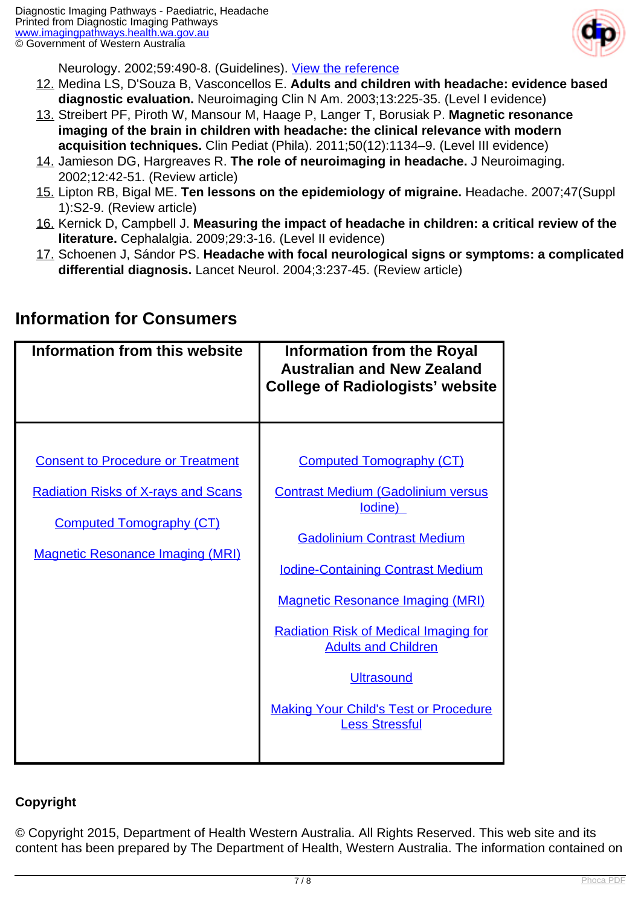Neurology. 2002;59:490-8. (Guidelines). View the reference

12. Medina LS, D'Souza B, Vasconcellos E. **Adults and children with headache: evidence based diagnostic evaluation.** Neuroimaging Clin N Am. 2003;13:225-35. (Level I evidence)
13. Streibert PF, Piroth W, Mansour M, Haage P, Langer T, Borusiak P. **Magnetic resonance imaging of the brain in children with headache: the clinical relevance with modern acquisition techniques.** Clin Pediat (Phila). 2011;50(12):1134–9. (Level III evidence)
14. Jamieson DG, Hargreaves R. **The role of neuroimaging in headache.** J Neuroimaging. 2002;12:42-51. (Review article)
15. Lipton RB, Bigal ME. **Ten lessons on the epidemiology of migraine.** Headache. 2007;47(Suppl 1):S2-9. (Review article)
16. Kernick D, Campbell J. **Measuring the impact of headache in children: a critical review of the literature.** Cephalalgia. 2009;29:3-16. (Level II evidence)
17. Schoenen J, Sándor PS. **Headache with focal neurological signs or symptoms: a complicated differential diagnosis.** Lancet Neurol. 2004;3:237-45. (Review article)

## Information for Consumers

| Information from this website | Information from the Royal Australian and New Zealand College of Radiologists' website |
|---|---|
| Consent to Procedure or Treatment<br>Radiation Risks of X-rays and Scans<br>Computed Tomography (CT)<br>Magnetic Resonance Imaging (MRI) | Computed Tomography (CT)<br>Contrast Medium (Gadolinium versus Iodine)<br>Gadolinium Contrast Medium<br>Iodine-Containing Contrast Medium<br>Magnetic Resonance Imaging (MRI)<br>Radiation Risk of Medical Imaging for Adults and Children<br>Ultrasound<br>Making Your Child's Test or Procedure Less Stressful |

**Copyright**

© Copyright 2015, Department of Health Western Australia. All Rights Reserved. This web site and its content has been prepared by The Department of Health, Western Australia. The information contained on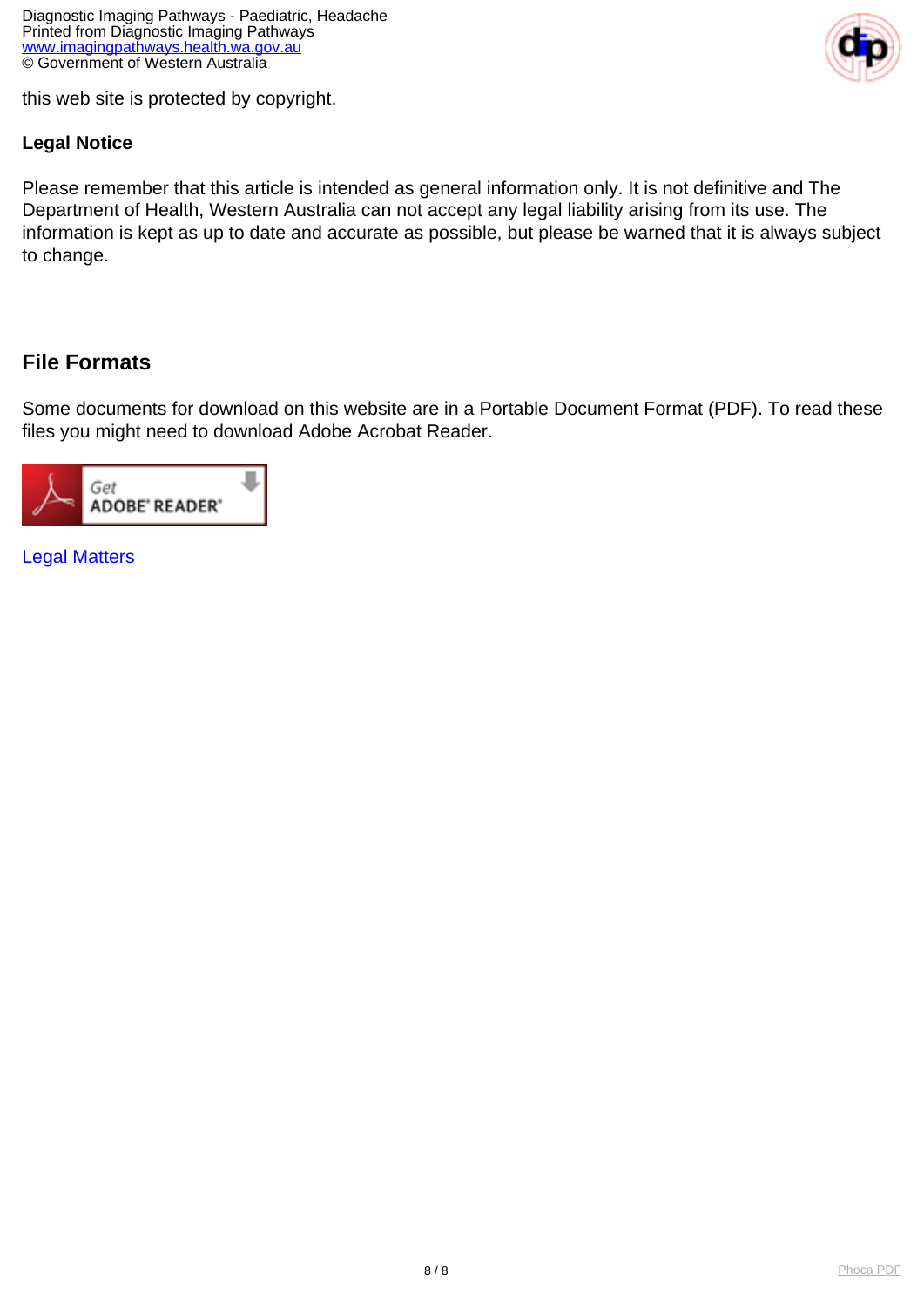this web site is protected by copyright.

**Legal Notice**

Please remember that this article is intended as general information only. It is not definitive and The Department of Health, Western Australia can not accept any legal liability arising from its use. The information is kept as up to date and accurate as possible, but please be warned that it is always subject to change.

## File Formats

Some documents for download on this website are in a Portable Document Format (PDF). To read these files you might need to download Adobe Acrobat Reader.

Get ADOBE® READER®

Legal Matters